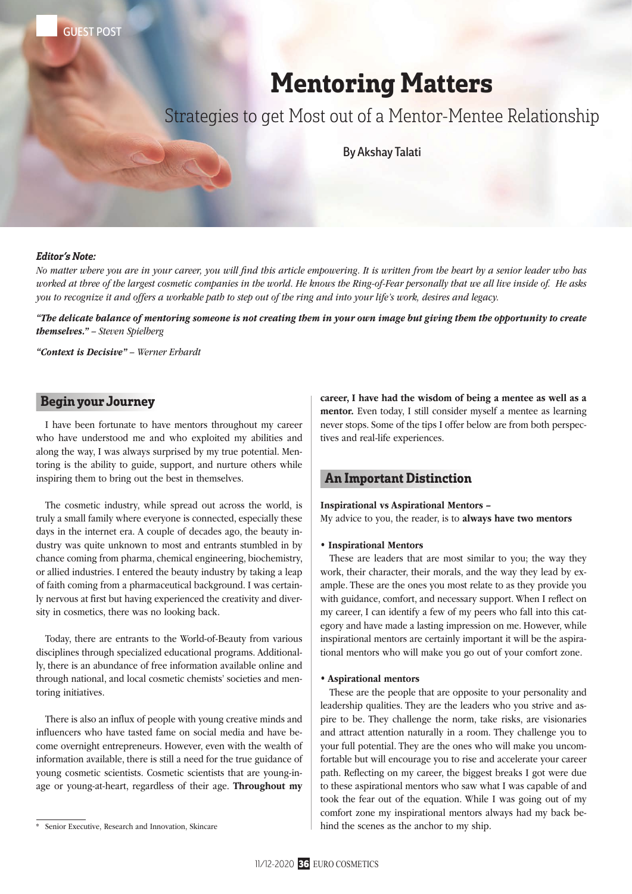GUEST POST

# Mentoring Matters

## Strategies to get Most out of a Mentor-Mentee Relationship

By Akshay Talati

***Editor's Note:***

*No matter where you are in your career, you will find this article empowering. It is written from the heart by a senior leader who has worked at three of the largest cosmetic companies in the world. He knows the Ring-of-Fear personally that we all live inside of. He asks you to recognize it and offers a workable path to step out of the ring and into your life's work, desires and legacy.*

***"The delicate balance of mentoring someone is not creating them in your own image but giving them the opportunity to create themselves."*** *– Steven Spielberg*

***"Context is Decisive"*** *– Werner Erhardt*

### Begin your Journey

I have been fortunate to have mentors throughout my career who have understood me and who exploited my abilities and along the way, I was always surprised by my true potential. Mentoring is the ability to guide, support, and nurture others while inspiring them to bring out the best in themselves.

The cosmetic industry, while spread out across the world, is truly a small family where everyone is connected, especially these days in the internet era. A couple of decades ago, the beauty industry was quite unknown to most and entrants stumbled in by chance coming from pharma, chemical engineering, biochemistry, or allied industries. I entered the beauty industry by taking a leap of faith coming from a pharmaceutical background. I was certainly nervous at first but having experienced the creativity and diversity in cosmetics, there was no looking back.

Today, there are entrants to the World-of-Beauty from various disciplines through specialized educational programs. Additionally, there is an abundance of free information available online and through national, and local cosmetic chemists' societies and mentoring initiatives.

There is also an influx of people with young creative minds and influencers who have tasted fame on social media and have become overnight entrepreneurs. However, even with the wealth of information available, there is still a need for the true guidance of young cosmetic scientists. Cosmetic scientists that are young-in-age or young-at-heart, regardless of their age. **Throughout my career, I have had the wisdom of being a mentee as well as a mentor.** Even today, I still consider myself a mentee as learning never stops. Some of the tips I offer below are from both perspectives and real-life experiences.

### An Important Distinction

**Inspirational vs Aspirational Mentors –**
My advice to you, the reader, is to **always have two mentors**

**• Inspirational Mentors**

These are leaders that are most similar to you; the way they work, their character, their morals, and the way they lead by example. These are the ones you most relate to as they provide you with guidance, comfort, and necessary support. When I reflect on my career, I can identify a few of my peers who fall into this category and have made a lasting impression on me. However, while inspirational mentors are certainly important it will be the aspirational mentors who will make you go out of your comfort zone.

**• Aspirational mentors**

These are the people that are opposite to your personality and leadership qualities. They are the leaders who you strive and aspire to be. They challenge the norm, take risks, are visionaries and attract attention naturally in a room. They challenge you to your full potential. They are the ones who will make you uncomfortable but will encourage you to rise and accelerate your career path. Reflecting on my career, the biggest breaks I got were due to these aspirational mentors who saw what I was capable of and took the fear out of the equation. While I was going out of my comfort zone my inspirational mentors always had my back behind the scenes as the anchor to my ship.

---

\* Senior Executive, Research and Innovation, Skincare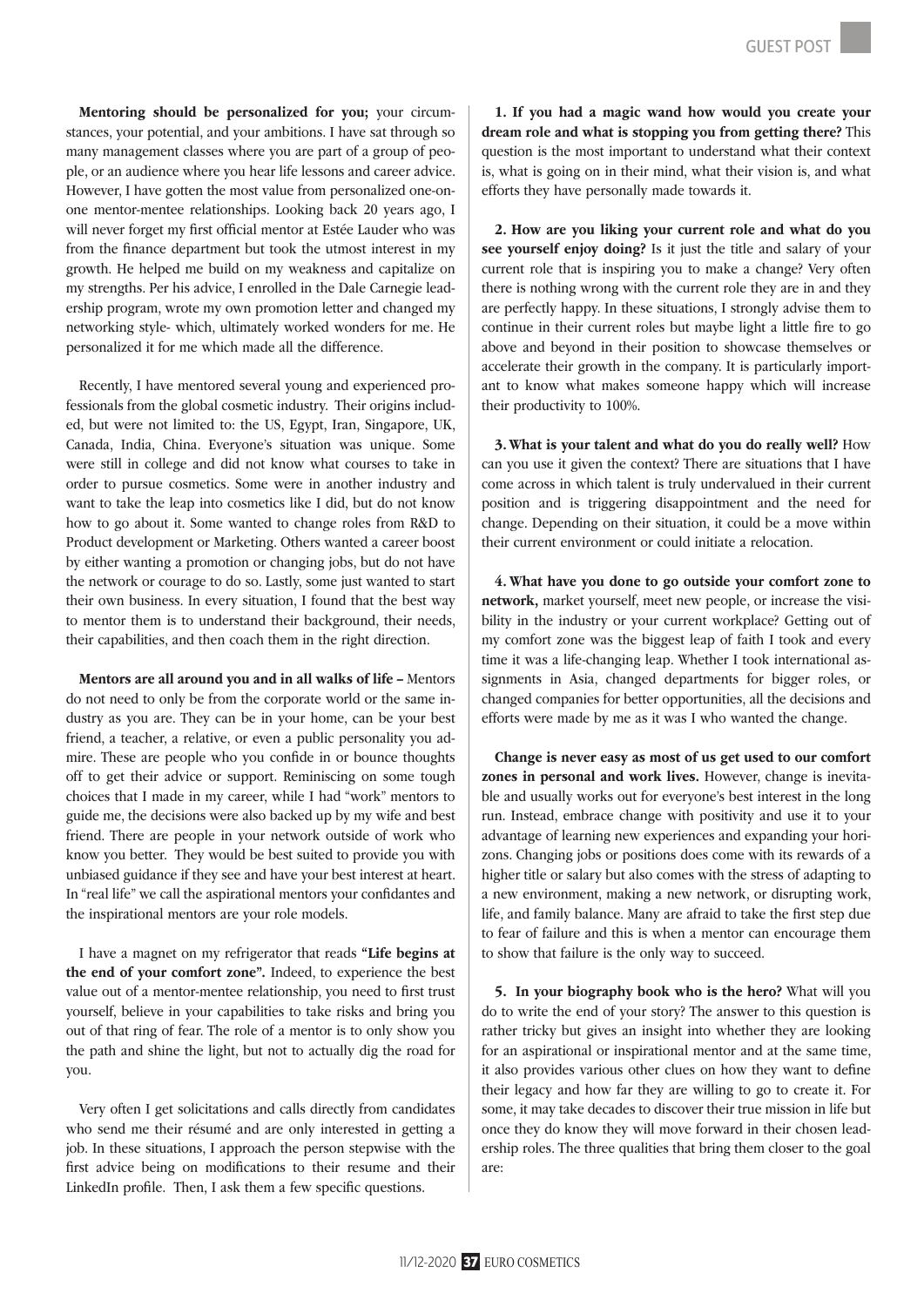**Mentoring should be personalized for you;** your circumstances, your potential, and your ambitions. I have sat through so many management classes where you are part of a group of people, or an audience where you hear life lessons and career advice. However, I have gotten the most value from personalized one-on-one mentor-mentee relationships. Looking back 20 years ago, I will never forget my first official mentor at Estée Lauder who was from the finance department but took the utmost interest in my growth. He helped me build on my weakness and capitalize on my strengths. Per his advice, I enrolled in the Dale Carnegie leadership program, wrote my own promotion letter and changed my networking style- which, ultimately worked wonders for me. He personalized it for me which made all the difference.

Recently, I have mentored several young and experienced professionals from the global cosmetic industry. Their origins included, but were not limited to: the US, Egypt, Iran, Singapore, UK, Canada, India, China. Everyone's situation was unique. Some were still in college and did not know what courses to take in order to pursue cosmetics. Some were in another industry and want to take the leap into cosmetics like I did, but do not know how to go about it. Some wanted to change roles from R&D to Product development or Marketing. Others wanted a career boost by either wanting a promotion or changing jobs, but do not have the network or courage to do so. Lastly, some just wanted to start their own business. In every situation, I found that the best way to mentor them is to understand their background, their needs, their capabilities, and then coach them in the right direction.

**Mentors are all around you and in all walks of life –** Mentors do not need to only be from the corporate world or the same industry as you are. They can be in your home, can be your best friend, a teacher, a relative, or even a public personality you admire. These are people who you confide in or bounce thoughts off to get their advice or support. Reminiscing on some tough choices that I made in my career, while I had "work" mentors to guide me, the decisions were also backed up by my wife and best friend. There are people in your network outside of work who know you better. They would be best suited to provide you with unbiased guidance if they see and have your best interest at heart. In "real life" we call the aspirational mentors your confidantes and the inspirational mentors are your role models.

I have a magnet on my refrigerator that reads **"Life begins at the end of your comfort zone".** Indeed, to experience the best value out of a mentor-mentee relationship, you need to first trust yourself, believe in your capabilities to take risks and bring you out of that ring of fear. The role of a mentor is to only show you the path and shine the light, but not to actually dig the road for you.

Very often I get solicitations and calls directly from candidates who send me their résumé and are only interested in getting a job. In these situations, I approach the person stepwise with the first advice being on modifications to their resume and their LinkedIn profile. Then, I ask them a few specific questions.

**1. If you had a magic wand how would you create your dream role and what is stopping you from getting there?** This question is the most important to understand what their context is, what is going on in their mind, what their vision is, and what efforts they have personally made towards it.

**2. How are you liking your current role and what do you see yourself enjoy doing?** Is it just the title and salary of your current role that is inspiring you to make a change? Very often there is nothing wrong with the current role they are in and they are perfectly happy. In these situations, I strongly advise them to continue in their current roles but maybe light a little fire to go above and beyond in their position to showcase themselves or accelerate their growth in the company. It is particularly important to know what makes someone happy which will increase their productivity to 100%.

**3. What is your talent and what do you do really well?** How can you use it given the context? There are situations that I have come across in which talent is truly undervalued in their current position and is triggering disappointment and the need for change. Depending on their situation, it could be a move within their current environment or could initiate a relocation.

**4. What have you done to go outside your comfort zone to network,** market yourself, meet new people, or increase the visibility in the industry or your current workplace? Getting out of my comfort zone was the biggest leap of faith I took and every time it was a life-changing leap. Whether I took international assignments in Asia, changed departments for bigger roles, or changed companies for better opportunities, all the decisions and efforts were made by me as it was I who wanted the change.

**Change is never easy as most of us get used to our comfort zones in personal and work lives.** However, change is inevitable and usually works out for everyone's best interest in the long run. Instead, embrace change with positivity and use it to your advantage of learning new experiences and expanding your horizons. Changing jobs or positions does come with its rewards of a higher title or salary but also comes with the stress of adapting to a new environment, making a new network, or disrupting work, life, and family balance. Many are afraid to take the first step due to fear of failure and this is when a mentor can encourage them to show that failure is the only way to succeed.

**5. In your biography book who is the hero?** What will you do to write the end of your story? The answer to this question is rather tricky but gives an insight into whether they are looking for an aspirational or inspirational mentor and at the same time, it also provides various other clues on how they want to define their legacy and how far they are willing to go to create it. For some, it may take decades to discover their true mission in life but once they do know they will move forward in their chosen leadership roles. The three qualities that bring them closer to the goal are: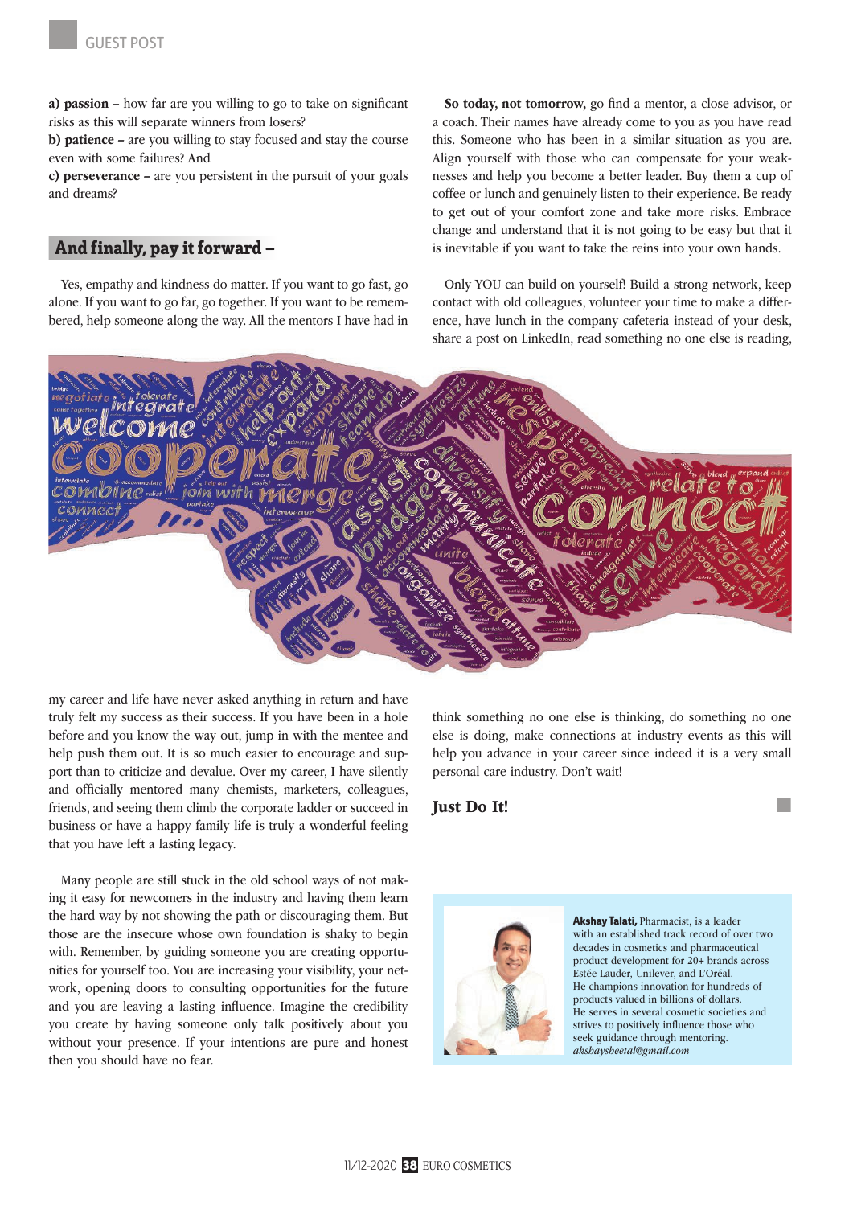**a) passion –** how far are you willing to go to take on significant risks as this will separate winners from losers?
**b) patience –** are you willing to stay focused and stay the course even with some failures? And
**c) perseverance –** are you persistent in the pursuit of your goals and dreams?

## And finally, pay it forward –

Yes, empathy and kindness do matter. If you want to go fast, go alone. If you want to go far, go together. If you want to be remembered, help someone along the way. All the mentors I have had in my career and life have never asked anything in return and have truly felt my success as their success. If you have been in a hole before and you know the way out, jump in with the mentee and help push them out. It is so much easier to encourage and support than to criticize and devalue. Over my career, I have silently and officially mentored many chemists, marketers, colleagues, friends, and seeing them climb the corporate ladder or succeed in business or have a happy family life is truly a wonderful feeling that you have left a lasting legacy.

Many people are still stuck in the old school ways of not making it easy for newcomers in the industry and having them learn the hard way by not showing the path or discouraging them. But those are the insecure whose own foundation is shaky to begin with. Remember, by guiding someone you are creating opportunities for yourself too. You are increasing your visibility, your network, opening doors to consulting opportunities for the future and you are leaving a lasting influence. Imagine the credibility you create by having someone only talk positively about you without your presence. If your intentions are pure and honest then you should have no fear.

**So today, not tomorrow,** go find a mentor, a close advisor, or a coach. Their names have already come to you as you have read this. Someone who has been in a similar situation as you are. Align yourself with those who can compensate for your weaknesses and help you become a better leader. Buy them a cup of coffee or lunch and genuinely listen to their experience. Be ready to get out of your comfort zone and take more risks. Embrace change and understand that it is not going to be easy but that it is inevitable if you want to take the reins into your own hands.

Only YOU can build on yourself! Build a strong network, keep contact with old colleagues, volunteer your time to make a difference, have lunch in the company cafeteria instead of your desk, share a post on LinkedIn, read something no one else is reading, think something no one else is thinking, do something no one else is doing, make connections at industry events as this will help you advance in your career since indeed it is a very small personal care industry. Don't wait!

## Just Do It!

**Akshay Talati,** Pharmacist, is a leader with an established track record of over two decades in cosmetics and pharmaceutical product development for 20+ brands across Estée Lauder, Unilever, and L'Oréal. He champions innovation for hundreds of products valued in billions of dollars. He serves in several cosmetic societies and strives to positively influence those who seek guidance through mentoring.
*akshaysheetal@gmail.com*